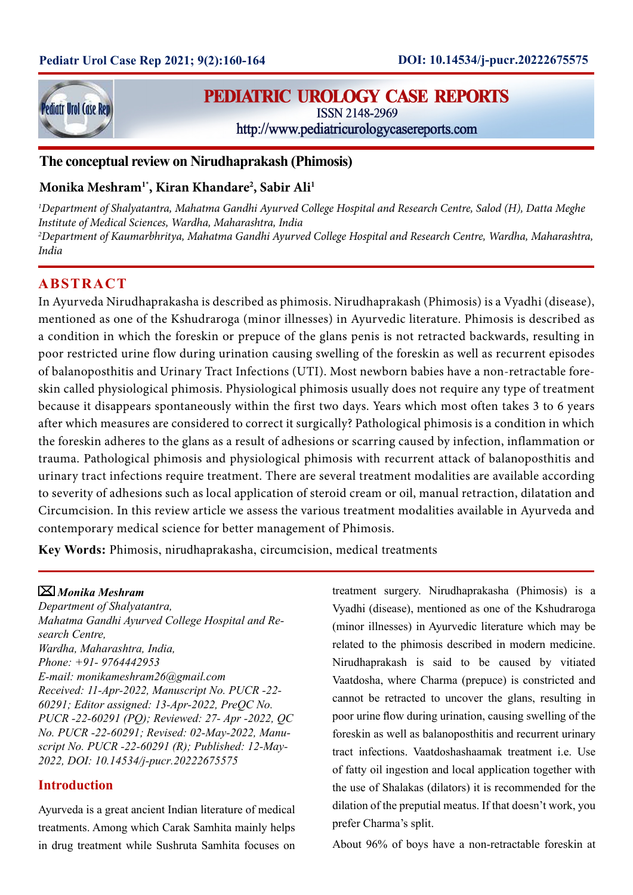# The conceptual review on Nirudhaprakash (Phimosis)

**Monika Meshram[1*], Kiran Khandare[2], Sabir Ali[1]**

*[1]Department of Shalyatantra, Mahatma Gandhi Ayurved College Hospital and Research Centre, Salod (H), Datta Meghe Institute of Medical Sciences, Wardha, Maharashtra, India*
*[2]Department of Kaumarbhritya, Mahatma Gandhi Ayurved College Hospital and Research Centre, Wardha, Maharashtra, India*

## ABSTRACT

In Ayurveda Nirudhaprakasha is described as phimosis. Nirudhaprakash (Phimosis) is a Vyadhi (disease), mentioned as one of the Kshudraroga (minor illnesses) in Ayurvedic literature. Phimosis is described as a condition in which the foreskin or prepuce of the glans penis is not retracted backwards, resulting in poor restricted urine flow during urination causing swelling of the foreskin as well as recurrent episodes of balanoposthitis and Urinary Tract Infections (UTI). Most newborn babies have a non-retractable foreskin called physiological phimosis. Physiological phimosis usually does not require any type of treatment because it disappears spontaneously within the first two days. Years which most often takes 3 to 6 years after which measures are considered to correct it surgically? Pathological phimosis is a condition in which the foreskin adheres to the glans as a result of adhesions or scarring caused by infection, inflammation or trauma. Pathological phimosis and physiological phimosis with recurrent attack of balanoposthitis and urinary tract infections require treatment. There are several treatment modalities are available according to severity of adhesions such as local application of steroid cream or oil, manual retraction, dilatation and Circumcision. In this review article we assess the various treatment modalities available in Ayurveda and contemporary medical science for better management of Phimosis.

**Key Words:** Phimosis, nirudhaprakasha, circumcision, medical treatments

✉ ***Monika Meshram***
*Department of Shalyatantra,*
*Mahatma Gandhi Ayurved College Hospital and Research Centre,*
*Wardha, Maharashtra, India,*
*Phone: +91- 9764442953*
*E-mail: monikameshram26@gmail.com*
*Received: 11-Apr-2022, Manuscript No. PUCR -22-60291; Editor assigned: 13-Apr-2022, PreQC No. PUCR -22-60291 (PQ); Reviewed: 27- Apr -2022, QC No. PUCR -22-60291; Revised: 02-May-2022, Manuscript No. PUCR -22-60291 (R); Published: 12-May-2022, DOI: 10.14534/j-pucr.20222675575*

## Introduction

Ayurveda is a great ancient Indian literature of medical treatments. Among which Carak Samhita mainly helps in drug treatment while Sushruta Samhita focuses on treatment surgery. Nirudhaprakasha (Phimosis) is a Vyadhi (disease), mentioned as one of the Kshudraroga (minor illnesses) in Ayurvedic literature which may be related to the phimosis described in modern medicine. Nirudhaprakash is said to be caused by vitiated Vaatdosha, where Charma (prepuce) is constricted and cannot be retracted to uncover the glans, resulting in poor urine flow during urination, causing swelling of the foreskin as well as balanoposthitis and recurrent urinary tract infections. Vaatdoshashaamak treatment i.e. Use of fatty oil ingestion and local application together with the use of Shalakas (dilators) it is recommended for the dilation of the preputial meatus. If that doesn't work, you prefer Charma's split.

About 96% of boys have a non-retractable foreskin at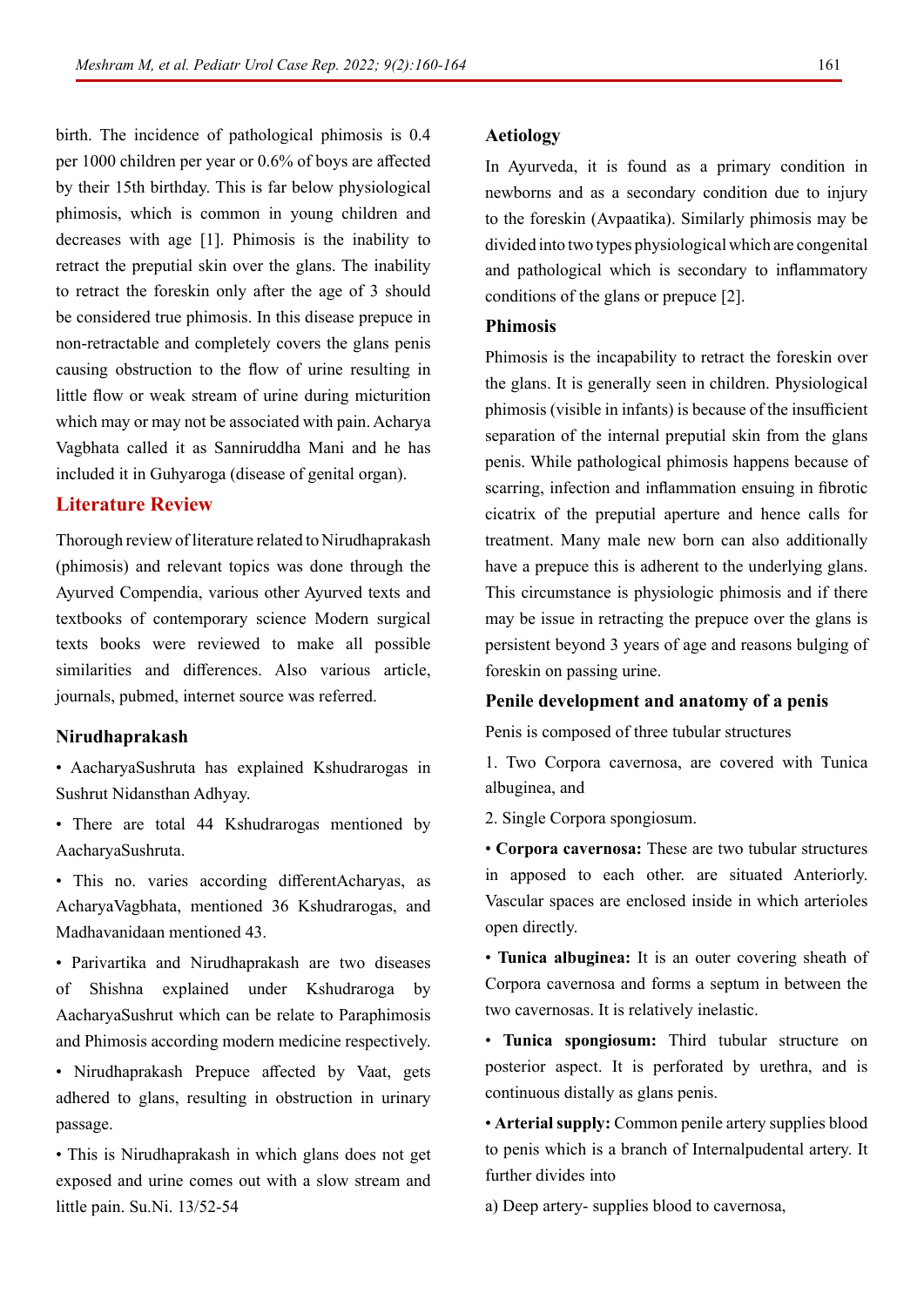birth. The incidence of pathological phimosis is 0.4 per 1000 children per year or 0.6% of boys are affected by their 15th birthday. This is far below physiological phimosis, which is common in young children and decreases with age [1]. Phimosis is the inability to retract the preputial skin over the glans. The inability to retract the foreskin only after the age of 3 should be considered true phimosis. In this disease prepuce in non-retractable and completely covers the glans penis causing obstruction to the flow of urine resulting in little flow or weak stream of urine during micturition which may or may not be associated with pain. Acharya Vagbhata called it as Sanniruddha Mani and he has included it in Guhyaroga (disease of genital organ).

## Literature Review

Thorough review of literature related to Nirudhaprakash (phimosis) and relevant topics was done through the Ayurved Compendia, various other Ayurved texts and textbooks of contemporary science Modern surgical texts books were reviewed to make all possible similarities and differences. Also various article, journals, pubmed, internet source was referred.

### Nirudhaprakash

- AacharyaSushruta has explained Kshudrarogas in Sushrut Nidansthan Adhyay.
- There are total 44 Kshudrarogas mentioned by AacharyaSushruta.
- This no. varies according differentAcharyas, as AcharyaVagbhata, mentioned 36 Kshudrarogas, and Madhavanidaan mentioned 43.
- Parivartika and Nirudhaprakash are two diseases of Shishna explained under Kshudraroga by AacharyaSushrut which can be relate to Paraphimosis and Phimosis according modern medicine respectively.
- Nirudhaprakash Prepuce affected by Vaat, gets adhered to glans, resulting in obstruction in urinary passage.
- This is Nirudhaprakash in which glans does not get exposed and urine comes out with a slow stream and little pain. Su.Ni. 13/52-54

### Aetiology

In Ayurveda, it is found as a primary condition in newborns and as a secondary condition due to injury to the foreskin (Avpaatika). Similarly phimosis may be divided into two types physiological which are congenital and pathological which is secondary to inflammatory conditions of the glans or prepuce [2].

### Phimosis

Phimosis is the incapability to retract the foreskin over the glans. It is generally seen in children. Physiological phimosis (visible in infants) is because of the insufficient separation of the internal preputial skin from the glans penis. While pathological phimosis happens because of scarring, infection and inflammation ensuing in fibrotic cicatrix of the preputial aperture and hence calls for treatment. Many male new born can also additionally have a prepuce this is adherent to the underlying glans. This circumstance is physiologic phimosis and if there may be issue in retracting the prepuce over the glans is persistent beyond 3 years of age and reasons bulging of foreskin on passing urine.

### Penile development and anatomy of a penis

Penis is composed of three tubular structures

1. Two Corpora cavernosa, are covered with Tunica albuginea, and
2. Single Corpora spongiosum.

- **Corpora cavernosa:** These are two tubular structures in apposed to each other. are situated Anteriorly. Vascular spaces are enclosed inside in which arterioles open directly.
- **Tunica albuginea:** It is an outer covering sheath of Corpora cavernosa and forms a septum in between the two cavernosas. It is relatively inelastic.
- **Tunica spongiosum:** Third tubular structure on posterior aspect. It is perforated by urethra, and is continuous distally as glans penis.
- **Arterial supply:** Common penile artery supplies blood to penis which is a branch of Internalpudental artery. It further divides into

a) Deep artery- supplies blood to cavernosa,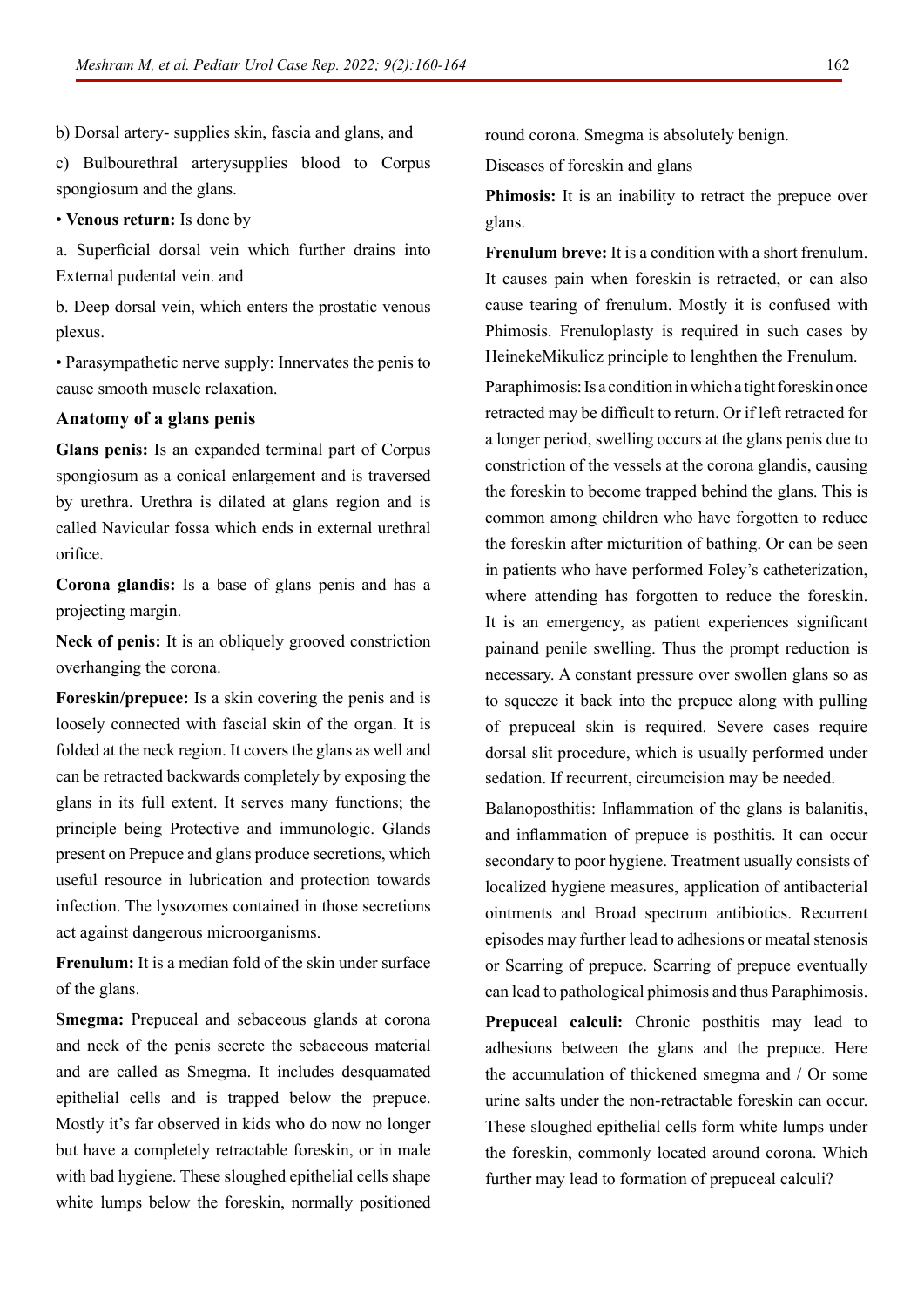b) Dorsal artery- supplies skin, fascia and glans, and

c) Bulbourethral arterysupplies blood to Corpus spongiosum and the glans.

• **Venous return:** Is done by

a. Superficial dorsal vein which further drains into External pudental vein. and

b. Deep dorsal vein, which enters the prostatic venous plexus.

• Parasympathetic nerve supply: Innervates the penis to cause smooth muscle relaxation.

### Anatomy of a glans penis

**Glans penis:** Is an expanded terminal part of Corpus spongiosum as a conical enlargement and is traversed by urethra. Urethra is dilated at glans region and is called Navicular fossa which ends in external urethral orifice.

**Corona glandis:** Is a base of glans penis and has a projecting margin.

**Neck of penis:** It is an obliquely grooved constriction overhanging the corona.

**Foreskin/prepuce:** Is a skin covering the penis and is loosely connected with fascial skin of the organ. It is folded at the neck region. It covers the glans as well and can be retracted backwards completely by exposing the glans in its full extent. It serves many functions; the principle being Protective and immunologic. Glands present on Prepuce and glans produce secretions, which useful resource in lubrication and protection towards infection. The lysozomes contained in those secretions act against dangerous microorganisms.

**Frenulum:** It is a median fold of the skin under surface of the glans.

**Smegma:** Prepuceal and sebaceous glands at corona and neck of the penis secrete the sebaceous material and are called as Smegma. It includes desquamated epithelial cells and is trapped below the prepuce. Mostly it's far observed in kids who do now no longer but have a completely retractable foreskin, or in male with bad hygiene. These sloughed epithelial cells shape white lumps below the foreskin, normally positioned round corona. Smegma is absolutely benign.

Diseases of foreskin and glans

**Phimosis:** It is an inability to retract the prepuce over glans.

**Frenulum breve:** It is a condition with a short frenulum. It causes pain when foreskin is retracted, or can also cause tearing of frenulum. Mostly it is confused with Phimosis. Frenuloplasty is required in such cases by HeinekeMikulicz principle to lenghthen the Frenulum.

Paraphimosis: Is a condition in which a tight foreskin once retracted may be difficult to return. Or if left retracted for a longer period, swelling occurs at the glans penis due to constriction of the vessels at the corona glandis, causing the foreskin to become trapped behind the glans. This is common among children who have forgotten to reduce the foreskin after micturition of bathing. Or can be seen in patients who have performed Foley's catheterization, where attending has forgotten to reduce the foreskin. It is an emergency, as patient experiences significant painand penile swelling. Thus the prompt reduction is necessary. A constant pressure over swollen glans so as to squeeze it back into the prepuce along with pulling of prepuceal skin is required. Severe cases require dorsal slit procedure, which is usually performed under sedation. If recurrent, circumcision may be needed.

Balanoposthitis: Inflammation of the glans is balanitis, and inflammation of prepuce is posthitis. It can occur secondary to poor hygiene. Treatment usually consists of localized hygiene measures, application of antibacterial ointments and Broad spectrum antibiotics. Recurrent episodes may further lead to adhesions or meatal stenosis or Scarring of prepuce. Scarring of prepuce eventually can lead to pathological phimosis and thus Paraphimosis.

**Prepuceal calculi:** Chronic posthitis may lead to adhesions between the glans and the prepuce. Here the accumulation of thickened smegma and / Or some urine salts under the non-retractable foreskin can occur. These sloughed epithelial cells form white lumps under the foreskin, commonly located around corona. Which further may lead to formation of prepuceal calculi?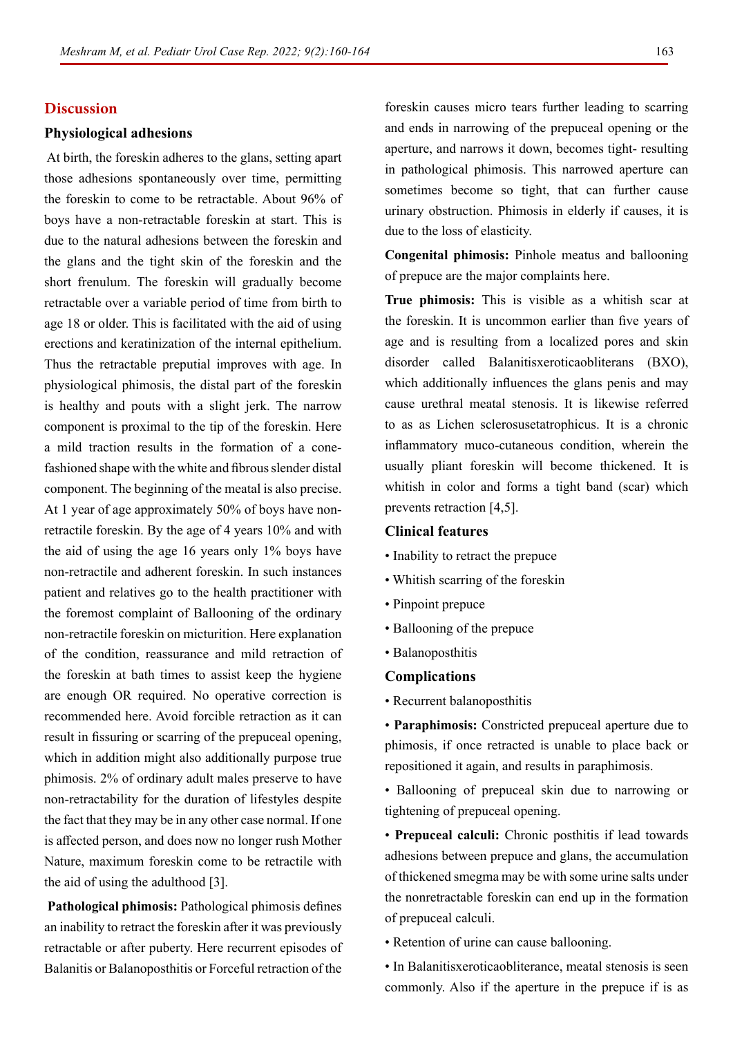## Discussion

### Physiological adhesions

At birth, the foreskin adheres to the glans, setting apart those adhesions spontaneously over time, permitting the foreskin to come to be retractable. About 96% of boys have a non-retractable foreskin at start. This is due to the natural adhesions between the foreskin and the glans and the tight skin of the foreskin and the short frenulum. The foreskin will gradually become retractable over a variable period of time from birth to age 18 or older. This is facilitated with the aid of using erections and keratinization of the internal epithelium. Thus the retractable preputial improves with age. In physiological phimosis, the distal part of the foreskin is healthy and pouts with a slight jerk. The narrow component is proximal to the tip of the foreskin. Here a mild traction results in the formation of a cone-fashioned shape with the white and fibrous slender distal component. The beginning of the meatal is also precise. At 1 year of age approximately 50% of boys have non-retractile foreskin. By the age of 4 years 10% and with the aid of using the age 16 years only 1% boys have non-retractile and adherent foreskin. In such instances patient and relatives go to the health practitioner with the foremost complaint of Ballooning of the ordinary non-retractile foreskin on micturition. Here explanation of the condition, reassurance and mild retraction of the foreskin at bath times to assist keep the hygiene are enough OR required. No operative correction is recommended here. Avoid forcible retraction as it can result in fissuring or scarring of the prepuceal opening, which in addition might also additionally purpose true phimosis. 2% of ordinary adult males preserve to have non-retractability for the duration of lifestyles despite the fact that they may be in any other case normal. If one is affected person, and does now no longer rush Mother Nature, maximum foreskin come to be retractile with the aid of using the adulthood [3].

**Pathological phimosis:** Pathological phimosis defines an inability to retract the foreskin after it was previously retractable or after puberty. Here recurrent episodes of Balanitis or Balanoposthitis or Forceful retraction of the foreskin causes micro tears further leading to scarring and ends in narrowing of the prepuceal opening or the aperture, and narrows it down, becomes tight- resulting in pathological phimosis. This narrowed aperture can sometimes become so tight, that can further cause urinary obstruction. Phimosis in elderly if causes, it is due to the loss of elasticity.

**Congenital phimosis:** Pinhole meatus and ballooning of prepuce are the major complaints here.

**True phimosis:** This is visible as a whitish scar at the foreskin. It is uncommon earlier than five years of age and is resulting from a localized pores and skin disorder called Balanitisxeroticaobliterans (BXO), which additionally influences the glans penis and may cause urethral meatal stenosis. It is likewise referred to as as Lichen sclerosusetatrophicus. It is a chronic inflammatory muco-cutaneous condition, wherein the usually pliant foreskin will become thickened. It is whitish in color and forms a tight band (scar) which prevents retraction [4,5].

### Clinical features

- Inability to retract the prepuce
- Whitish scarring of the foreskin
- Pinpoint prepuce
- Ballooning of the prepuce
- Balanoposthitis

### Complications

- Recurrent balanoposthitis
- **Paraphimosis:** Constricted prepuceal aperture due to phimosis, if once retracted is unable to place back or repositioned it again, and results in paraphimosis.
- Ballooning of prepuceal skin due to narrowing or tightening of prepuceal opening.
- **Prepuceal calculi:** Chronic posthitis if lead towards adhesions between prepuce and glans, the accumulation of thickened smegma may be with some urine salts under the nonretractable foreskin can end up in the formation of prepuceal calculi.
- Retention of urine can cause ballooning.
- In Balanitisxeroticaobliterance, meatal stenosis is seen commonly. Also if the aperture in the prepuce if is as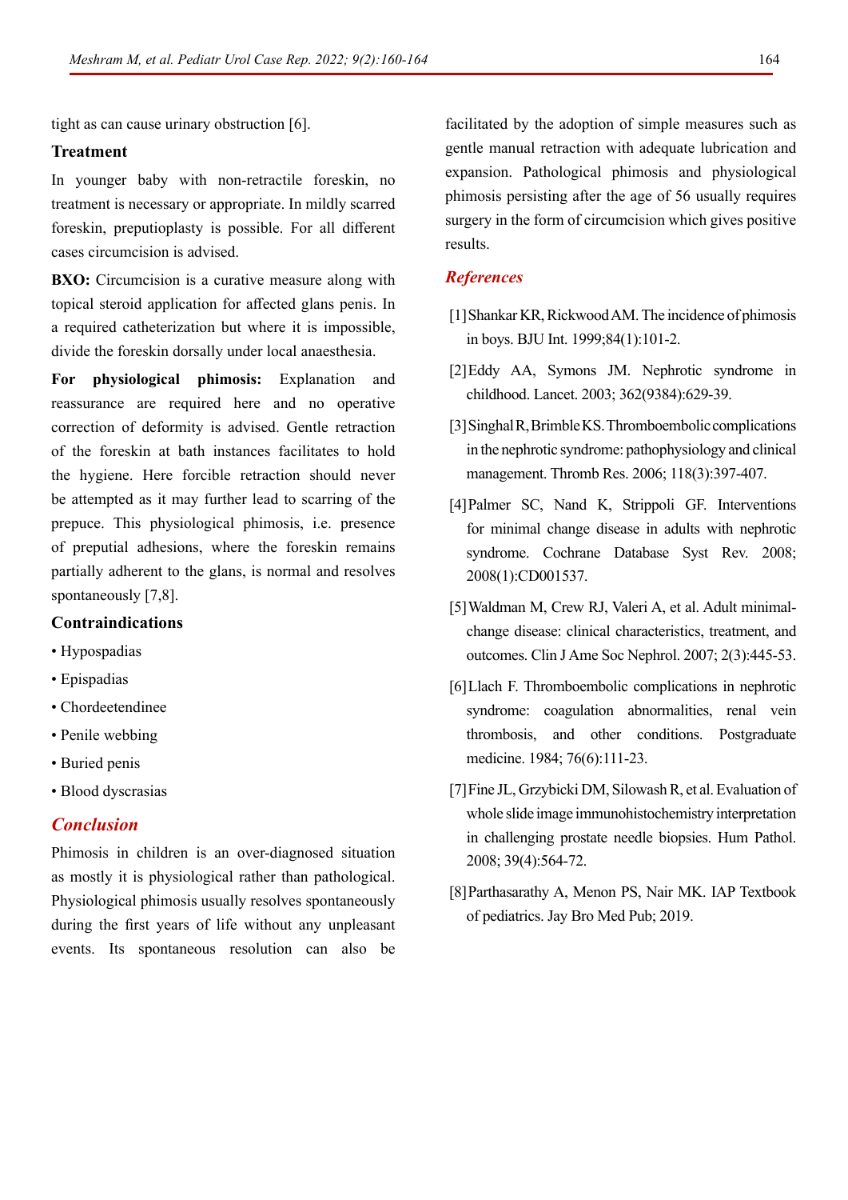tight as can cause urinary obstruction [6].

### Treatment

In younger baby with non-retractile foreskin, no treatment is necessary or appropriate. In mildly scarred foreskin, preputioplasty is possible. For all different cases circumcision is advised.

**BXO:** Circumcision is a curative measure along with topical steroid application for affected glans penis. In a required catheterization but where it is impossible, divide the foreskin dorsally under local anaesthesia.

**For physiological phimosis:** Explanation and reassurance are required here and no operative correction of deformity is advised. Gentle retraction of the foreskin at bath instances facilitates to hold the hygiene. Here forcible retraction should never be attempted as it may further lead to scarring of the prepuce. This physiological phimosis, i.e. presence of preputial adhesions, where the foreskin remains partially adherent to the glans, is normal and resolves spontaneously [7,8].

### Contraindications

- Hypospadias
- Epispadias
- Chordeetendinee
- Penile webbing
- Buried penis
- Blood dyscrasias

## Conclusion

Phimosis in children is an over-diagnosed situation as mostly it is physiological rather than pathological. Physiological phimosis usually resolves spontaneously during the first years of life without any unpleasant events. Its spontaneous resolution can also be facilitated by the adoption of simple measures such as gentle manual retraction with adequate lubrication and expansion. Pathological phimosis and physiological phimosis persisting after the age of 56 usually requires surgery in the form of circumcision which gives positive results.

## References

[1] Shankar KR, Rickwood AM. The incidence of phimosis in boys. BJU Int. 1999;84(1):101-2.

[2] Eddy AA, Symons JM. Nephrotic syndrome in childhood. Lancet. 2003; 362(9384):629-39.

[3] Singhal R, Brimble KS. Thromboembolic complications in the nephrotic syndrome: pathophysiology and clinical management. Thromb Res. 2006; 118(3):397-407.

[4] Palmer SC, Nand K, Strippoli GF. Interventions for minimal change disease in adults with nephrotic syndrome. Cochrane Database Syst Rev. 2008; 2008(1):CD001537.

[5] Waldman M, Crew RJ, Valeri A, et al. Adult minimal-change disease: clinical characteristics, treatment, and outcomes. Clin J Ame Soc Nephrol. 2007; 2(3):445-53.

[6] Llach F. Thromboembolic complications in nephrotic syndrome: coagulation abnormalities, renal vein thrombosis, and other conditions. Postgraduate medicine. 1984; 76(6):111-23.

[7] Fine JL, Grzybicki DM, Silowash R, et al. Evaluation of whole slide image immunohistochemistry interpretation in challenging prostate needle biopsies. Hum Pathol. 2008; 39(4):564-72.

[8] Parthasarathy A, Menon PS, Nair MK. IAP Textbook of pediatrics. Jay Bro Med Pub; 2019.